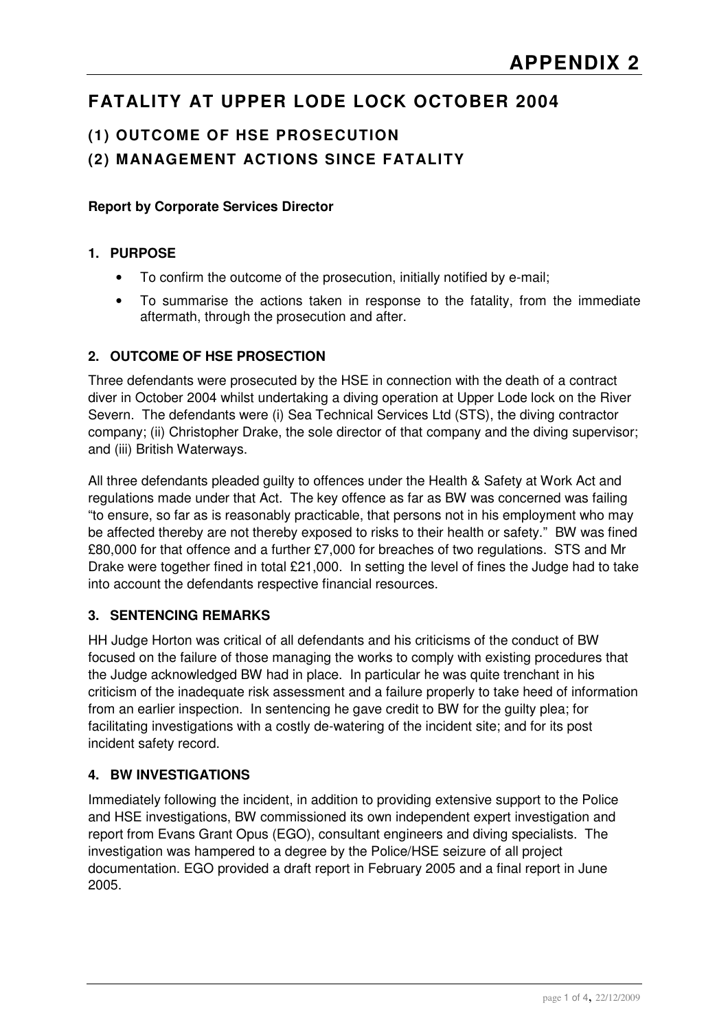# APPENDIX 2

## FATALITY AT UPPER LODE LOCK OCTOBER 2004

### (1) OUTCOME OF HSE PROSECUTION

### (2) MANAGEMENT ACTIONS SINCE FATALITY

**Report by Corporate Services Director**

**1. PURPOSE**

- To confirm the outcome of the prosecution, initially notified by e-mail;
- To summarise the actions taken in response to the fatality, from the immediate aftermath, through the prosecution and after.

**2. OUTCOME OF HSE PROSECTION**

Three defendants were prosecuted by the HSE in connection with the death of a contract diver in October 2004 whilst undertaking a diving operation at Upper Lode lock on the River Severn. The defendants were (i) Sea Technical Services Ltd (STS), the diving contractor company; (ii) Christopher Drake, the sole director of that company and the diving supervisor; and (iii) British Waterways.

All three defendants pleaded guilty to offences under the Health & Safety at Work Act and regulations made under that Act. The key offence as far as BW was concerned was failing "to ensure, so far as is reasonably practicable, that persons not in his employment who may be affected thereby are not thereby exposed to risks to their health or safety." BW was fined £80,000 for that offence and a further £7,000 for breaches of two regulations. STS and Mr Drake were together fined in total £21,000. In setting the level of fines the Judge had to take into account the defendants respective financial resources.

**3. SENTENCING REMARKS**

HH Judge Horton was critical of all defendants and his criticisms of the conduct of BW focused on the failure of those managing the works to comply with existing procedures that the Judge acknowledged BW had in place. In particular he was quite trenchant in his criticism of the inadequate risk assessment and a failure properly to take heed of information from an earlier inspection. In sentencing he gave credit to BW for the guilty plea; for facilitating investigations with a costly de-watering of the incident site; and for its post incident safety record.

**4. BW INVESTIGATIONS**

Immediately following the incident, in addition to providing extensive support to the Police and HSE investigations, BW commissioned its own independent expert investigation and report from Evans Grant Opus (EGO), consultant engineers and diving specialists. The investigation was hampered to a degree by the Police/HSE seizure of all project documentation. EGO provided a draft report in February 2005 and a final report in June 2005.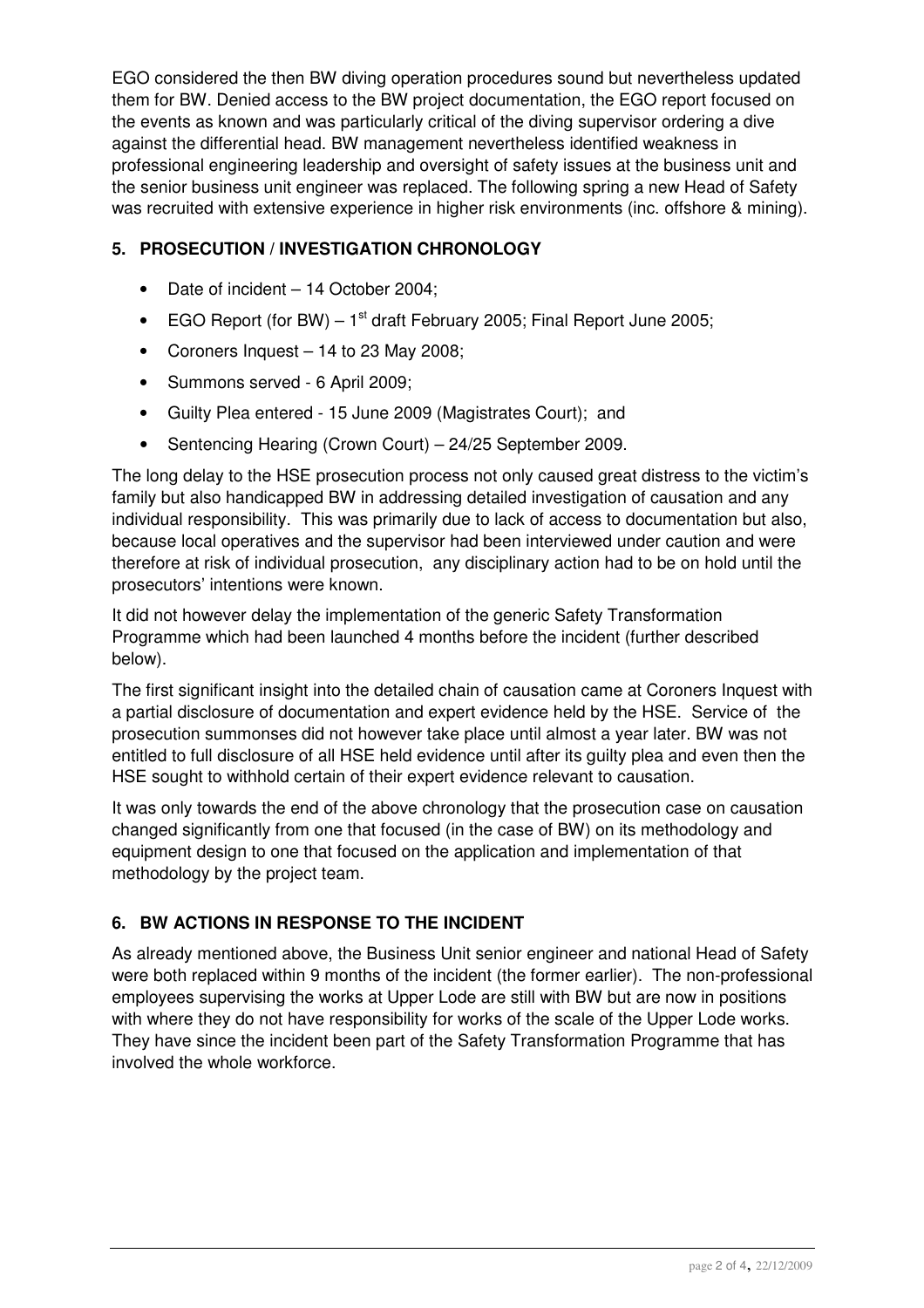EGO considered the then BW diving operation procedures sound but nevertheless updated them for BW. Denied access to the BW project documentation, the EGO report focused on the events as known and was particularly critical of the diving supervisor ordering a dive against the differential head. BW management nevertheless identified weakness in professional engineering leadership and oversight of safety issues at the business unit and the senior business unit engineer was replaced. The following spring a new Head of Safety was recruited with extensive experience in higher risk environments (inc. offshore & mining).

## 5. PROSECUTION / INVESTIGATION CHRONOLOGY

- Date of incident – 14 October 2004;
- EGO Report (for BW) – 1st draft February 2005; Final Report June 2005;
- Coroners Inquest – 14 to 23 May 2008;
- Summons served - 6 April 2009;
- Guilty Plea entered - 15 June 2009 (Magistrates Court); and
- Sentencing Hearing (Crown Court) – 24/25 September 2009.

The long delay to the HSE prosecution process not only caused great distress to the victim's family but also handicapped BW in addressing detailed investigation of causation and any individual responsibility. This was primarily due to lack of access to documentation but also, because local operatives and the supervisor had been interviewed under caution and were therefore at risk of individual prosecution, any disciplinary action had to be on hold until the prosecutors' intentions were known.

It did not however delay the implementation of the generic Safety Transformation Programme which had been launched 4 months before the incident (further described below).

The first significant insight into the detailed chain of causation came at Coroners Inquest with a partial disclosure of documentation and expert evidence held by the HSE. Service of the prosecution summonses did not however take place until almost a year later. BW was not entitled to full disclosure of all HSE held evidence until after its guilty plea and even then the HSE sought to withhold certain of their expert evidence relevant to causation.

It was only towards the end of the above chronology that the prosecution case on causation changed significantly from one that focused (in the case of BW) on its methodology and equipment design to one that focused on the application and implementation of that methodology by the project team.

## 6. BW ACTIONS IN RESPONSE TO THE INCIDENT

As already mentioned above, the Business Unit senior engineer and national Head of Safety were both replaced within 9 months of the incident (the former earlier). The non-professional employees supervising the works at Upper Lode are still with BW but are now in positions with where they do not have responsibility for works of the scale of the Upper Lode works. They have since the incident been part of the Safety Transformation Programme that has involved the whole workforce.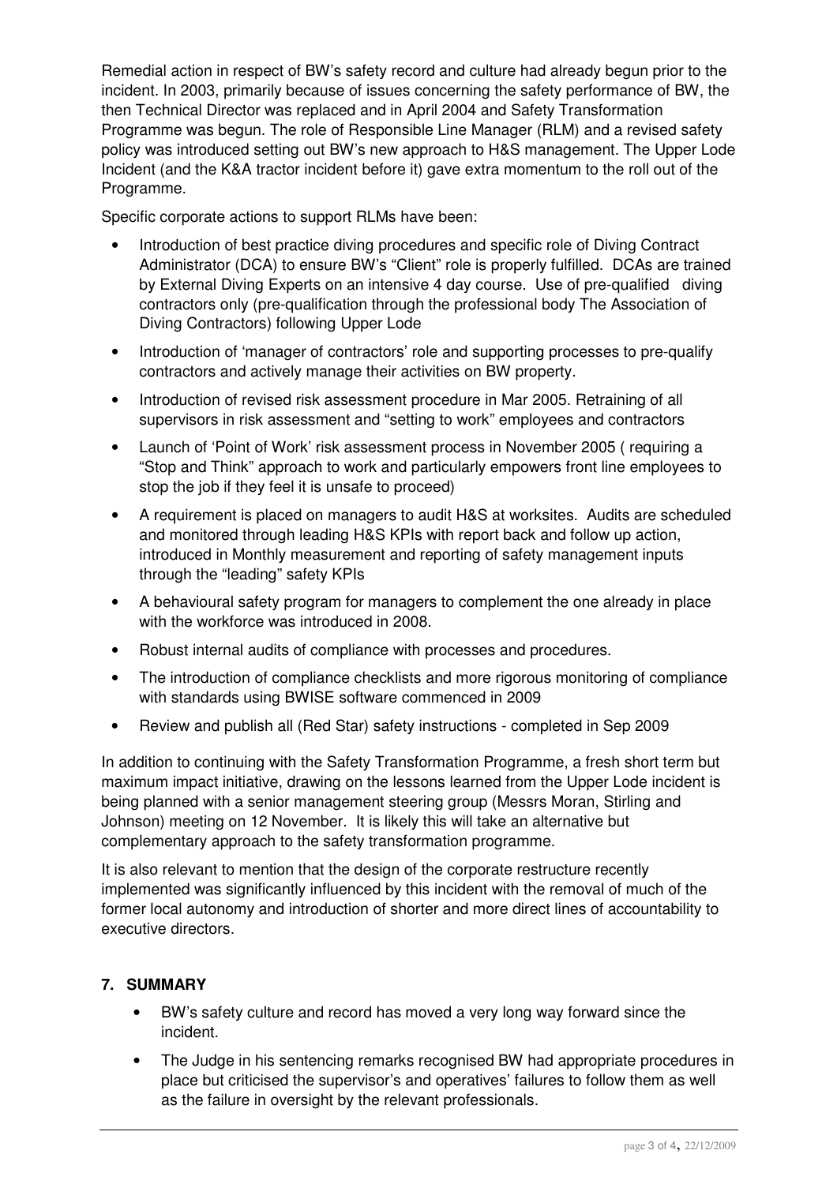Remedial action in respect of BW's safety record and culture had already begun prior to the incident. In 2003, primarily because of issues concerning the safety performance of BW, the then Technical Director was replaced and in April 2004 and Safety Transformation Programme was begun. The role of Responsible Line Manager (RLM) and a revised safety policy was introduced setting out BW's new approach to H&S management. The Upper Lode Incident (and the K&A tractor incident before it) gave extra momentum to the roll out of the Programme.

Specific corporate actions to support RLMs have been:

- Introduction of best practice diving procedures and specific role of Diving Contract Administrator (DCA) to ensure BW's "Client" role is properly fulfilled. DCAs are trained by External Diving Experts on an intensive 4 day course. Use of pre-qualified diving contractors only (pre-qualification through the professional body The Association of Diving Contractors) following Upper Lode
- Introduction of 'manager of contractors' role and supporting processes to pre-qualify contractors and actively manage their activities on BW property.
- Introduction of revised risk assessment procedure in Mar 2005. Retraining of all supervisors in risk assessment and "setting to work" employees and contractors
- Launch of 'Point of Work' risk assessment process in November 2005 ( requiring a "Stop and Think" approach to work and particularly empowers front line employees to stop the job if they feel it is unsafe to proceed)
- A requirement is placed on managers to audit H&S at worksites. Audits are scheduled and monitored through leading H&S KPIs with report back and follow up action, introduced in Monthly measurement and reporting of safety management inputs through the "leading" safety KPIs
- A behavioural safety program for managers to complement the one already in place with the workforce was introduced in 2008.
- Robust internal audits of compliance with processes and procedures.
- The introduction of compliance checklists and more rigorous monitoring of compliance with standards using BWISE software commenced in 2009
- Review and publish all (Red Star) safety instructions - completed in Sep 2009

In addition to continuing with the Safety Transformation Programme, a fresh short term but maximum impact initiative, drawing on the lessons learned from the Upper Lode incident is being planned with a senior management steering group (Messrs Moran, Stirling and Johnson) meeting on 12 November. It is likely this will take an alternative but complementary approach to the safety transformation programme.

It is also relevant to mention that the design of the corporate restructure recently implemented was significantly influenced by this incident with the removal of much of the former local autonomy and introduction of shorter and more direct lines of accountability to executive directors.

## 7. SUMMARY

- BW's safety culture and record has moved a very long way forward since the incident.
- The Judge in his sentencing remarks recognised BW had appropriate procedures in place but criticised the supervisor's and operatives' failures to follow them as well as the failure in oversight by the relevant professionals.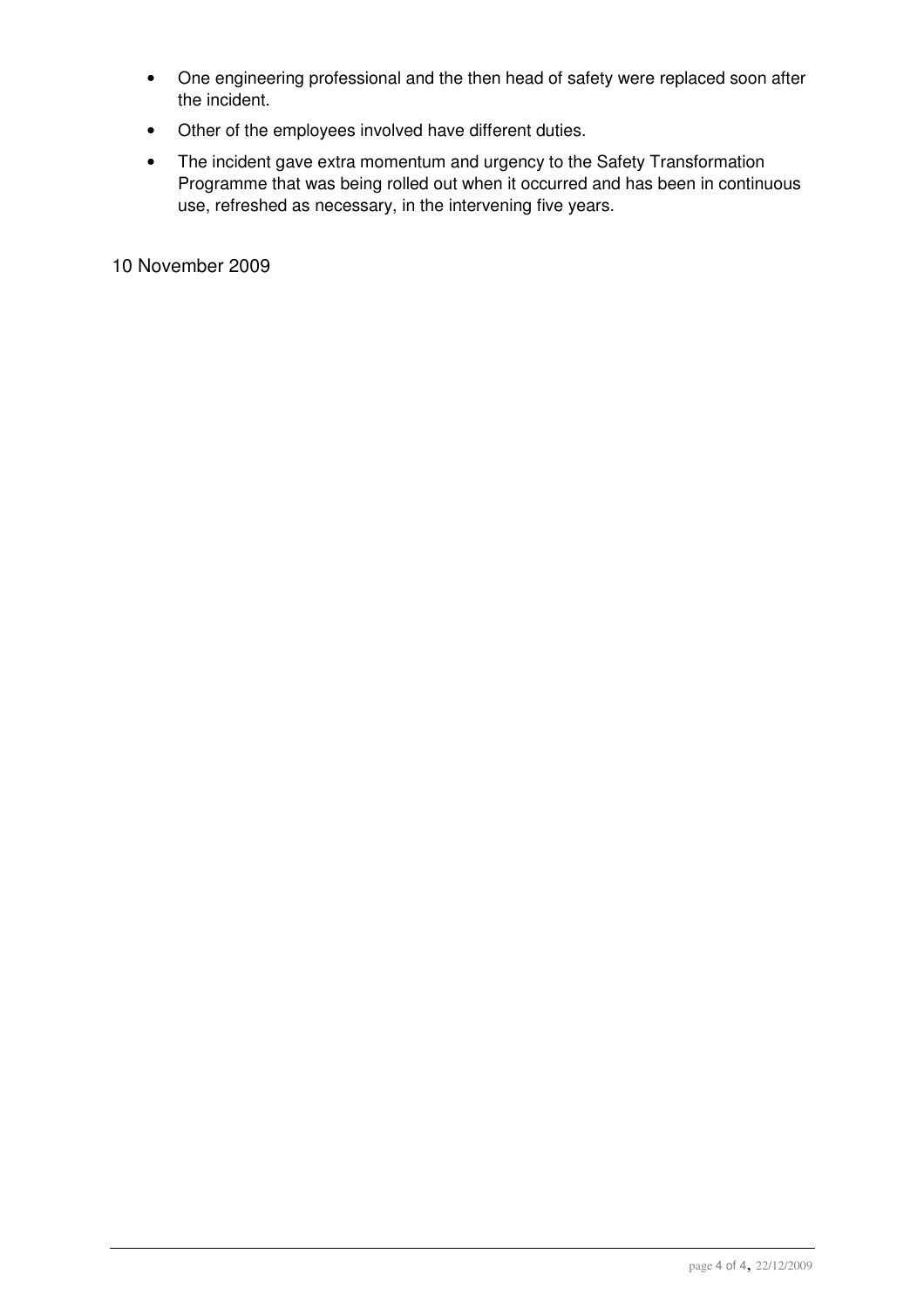- One engineering professional and the then head of safety were replaced soon after the incident.
- Other of the employees involved have different duties.
- The incident gave extra momentum and urgency to the Safety Transformation Programme that was being rolled out when it occurred and has been in continuous use, refreshed as necessary, in the intervening five years.

10 November 2009